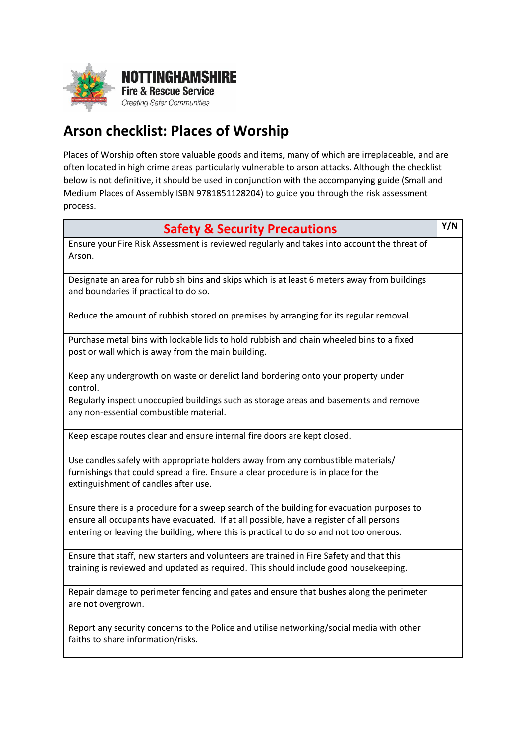NOTTINGHAMSHIRE
Fire & Rescue Service
*Creating Safer Communities*

# Arson checklist: Places of Worship

Places of Worship often store valuable goods and items, many of which are irreplaceable, and are often located in high crime areas particularly vulnerable to arson attacks. Although the checklist below is not definitive, it should be used in conjunction with the accompanying guide (Small and Medium Places of Assembly ISBN 9781851128204) to guide you through the risk assessment process.

| Safety & Security Precautions | Y/N |
|---|---|
| Ensure your Fire Risk Assessment is reviewed regularly and takes into account the threat of Arson. | |
| Designate an area for rubbish bins and skips which is at least 6 meters away from buildings and boundaries if practical to do so. | |
| Reduce the amount of rubbish stored on premises by arranging for its regular removal. | |
| Purchase metal bins with lockable lids to hold rubbish and chain wheeled bins to a fixed post or wall which is away from the main building. | |
| Keep any undergrowth on waste or derelict land bordering onto your property under control. | |
| Regularly inspect unoccupied buildings such as storage areas and basements and remove any non-essential combustible material. | |
| Keep escape routes clear and ensure internal fire doors are kept closed. | |
| Use candles safely with appropriate holders away from any combustible materials/ furnishings that could spread a fire. Ensure a clear procedure is in place for the extinguishment of candles after use. | |
| Ensure there is a procedure for a sweep search of the building for evacuation purposes to ensure all occupants have evacuated. If at all possible, have a register of all persons entering or leaving the building, where this is practical to do so and not too onerous. | |
| Ensure that staff, new starters and volunteers are trained in Fire Safety and that this training is reviewed and updated as required. This should include good housekeeping. | |
| Repair damage to perimeter fencing and gates and ensure that bushes along the perimeter are not overgrown. | |
| Report any security concerns to the Police and utilise networking/social media with other faiths to share information/risks. | |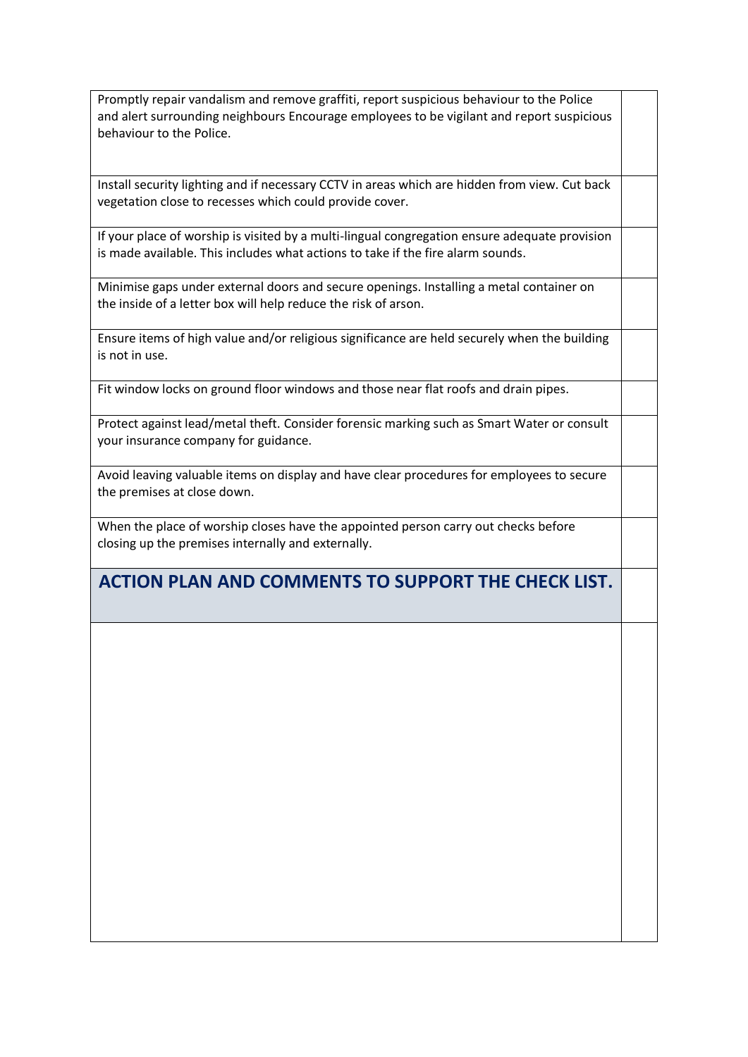| | |
|---|---|
| Promptly repair vandalism and remove graffiti, report suspicious behaviour to the Police and alert surrounding neighbours Encourage employees to be vigilant and report suspicious behaviour to the Police. | |
| Install security lighting and if necessary CCTV in areas which are hidden from view. Cut back vegetation close to recesses which could provide cover. | |
| If your place of worship is visited by a multi-lingual congregation ensure adequate provision is made available. This includes what actions to take if the fire alarm sounds. | |
| Minimise gaps under external doors and secure openings. Installing a metal container on the inside of a letter box will help reduce the risk of arson. | |
| Ensure items of high value and/or religious significance are held securely when the building is not in use. | |
| Fit window locks on ground floor windows and those near flat roofs and drain pipes. | |
| Protect against lead/metal theft. Consider forensic marking such as Smart Water or consult your insurance company for guidance. | |
| Avoid leaving valuable items on display and have clear procedures for employees to secure the premises at close down. | |
| When the place of worship closes have the appointed person carry out checks before closing up the premises internally and externally. | |
| **ACTION PLAN AND COMMENTS TO SUPPORT THE CHECK LIST.** | |
| | |